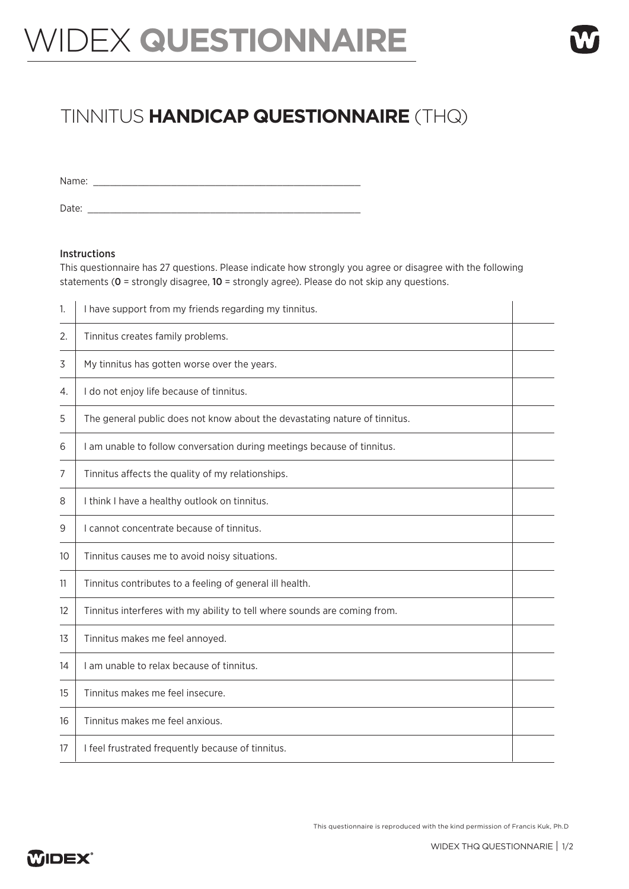# WIDEX **QUESTIONNAIRE**

## TINNITUS **HANDICAP QUESTIONNAIRE** (THQ)

Name: ____________________________________________________

Date: ____________________________________________________

#### Instructions

This questionnaire has 27 questions. Please indicate how strongly you agree or disagree with the following statements (**0** = strongly disagree, **10** = strongly agree). Please do not skip any questions.

| | | |
|---|---|---|
| 1. | I have support from my friends regarding my tinnitus. | |
| 2. | Tinnitus creates family problems. | |
| 3 | My tinnitus has gotten worse over the years. | |
| 4. | I do not enjoy life because of tinnitus. | |
| 5 | The general public does not know about the devastating nature of tinnitus. | |
| 6 | I am unable to follow conversation during meetings because of tinnitus. | |
| 7 | Tinnitus affects the quality of my relationships. | |
| 8 | I think I have a healthy outlook on tinnitus. | |
| 9 | I cannot concentrate because of tinnitus. | |
| 10 | Tinnitus causes me to avoid noisy situations. | |
| 11 | Tinnitus contributes to a feeling of general ill health. | |
| 12 | Tinnitus interferes with my ability to tell where sounds are coming from. | |
| 13 | Tinnitus makes me feel annoyed. | |
| 14 | I am unable to relax because of tinnitus. | |
| 15 | Tinnitus makes me feel insecure. | |
| 16 | Tinnitus makes me feel anxious. | |
| 17 | I feel frustrated frequently because of tinnitus. | |

This questionnaire is reproduced with the kind permission of Francis Kuk, Ph.D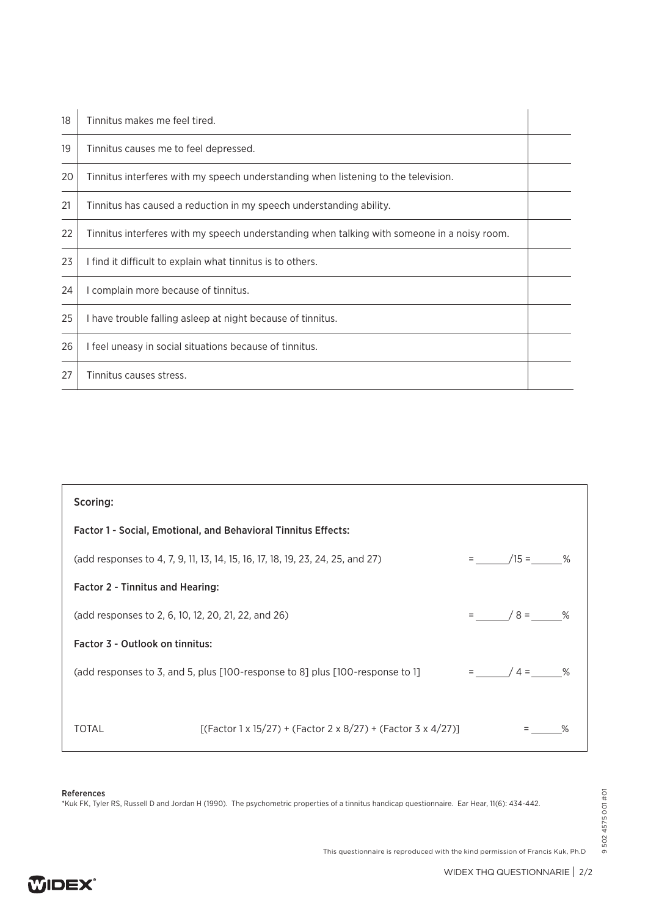| | | |
|---|---|---|
| 18 | Tinnitus makes me feel tired. | |
| 19 | Tinnitus causes me to feel depressed. | |
| 20 | Tinnitus interferes with my speech understanding when listening to the television. | |
| 21 | Tinnitus has caused a reduction in my speech understanding ability. | |
| 22 | Tinnitus interferes with my speech understanding when talking with someone in a noisy room. | |
| 23 | I find it difficult to explain what tinnitus is to others. | |
| 24 | I complain more because of tinnitus. | |
| 25 | I have trouble falling asleep at night because of tinnitus. | |
| 26 | I feel uneasy in social situations because of tinnitus. | |
| 27 | Tinnitus causes stress. | |

**Scoring:**

**Factor 1 - Social, Emotional, and Behavioral Tinnitus Effects:**

(add responses to 4, 7, 9, 11, 13, 14, 15, 16, 17, 18, 19, 23, 24, 25, and 27) = ______/15 = ______%

**Factor 2 - Tinnitus and Hearing:**

(add responses to 2, 6, 10, 12, 20, 21, 22, and 26) = ______/ 8 = ______%

**Factor 3 - Outlook on tinnitus:**

(add responses to 3, and 5, plus [100-response to 8] plus [100-response to 1] = ______/ 4 = ______%

TOTAL [(Factor 1 x 15/27) + (Factor 2 x 8/27) + (Factor 3 x 4/27)] = ______%

**References**

*Kuk FK, Tyler RS, Russell D and Jordan H (1990). The psychometric properties of a tinnitus handicap questionnaire. Ear Hear, 11(6): 434-442.

This questionnaire is reproduced with the kind permission of Francis Kuk, Ph.D

9 502 4575 001 #01